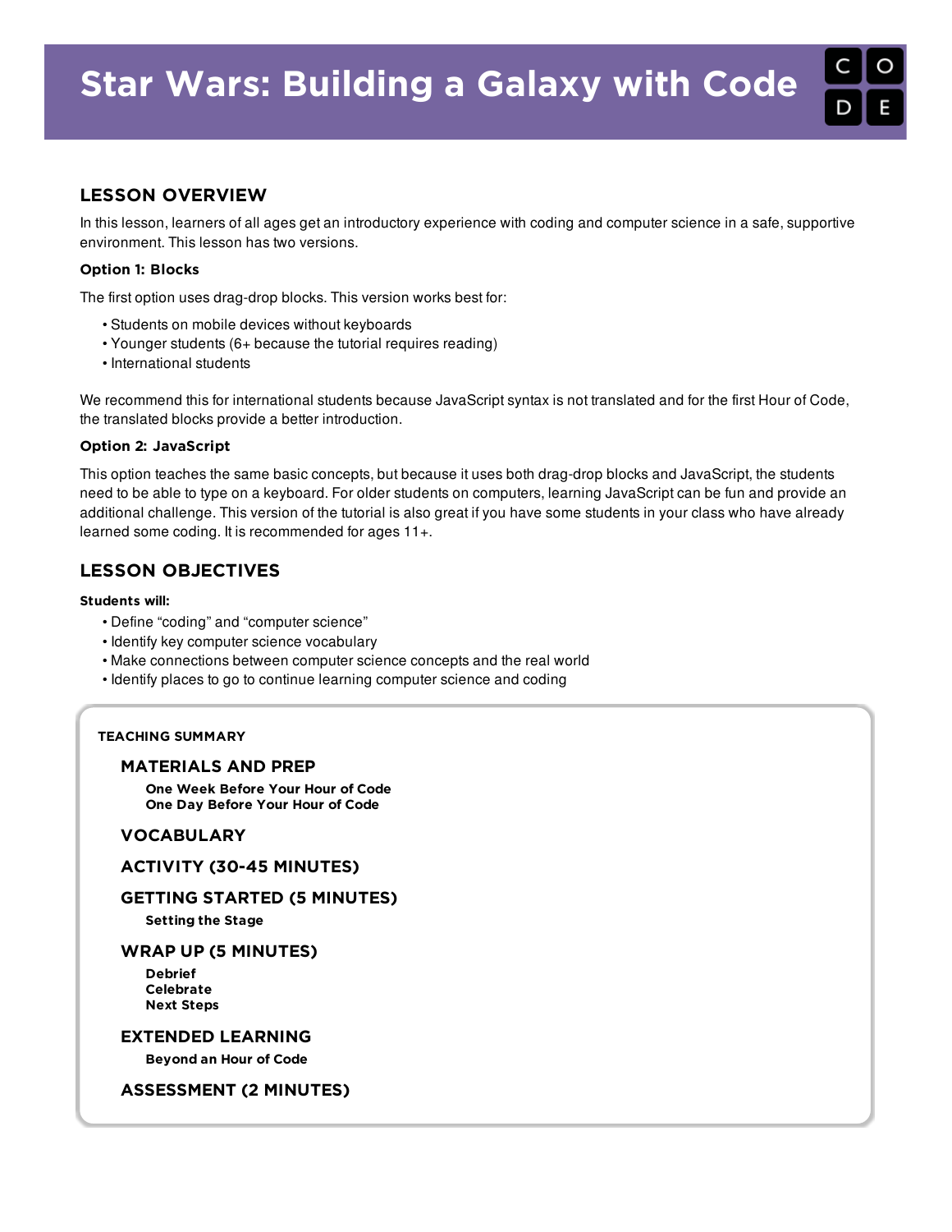# Star Wars: Building a Galaxy with Code

## LESSON OVERVIEW

In this lesson, learners of all ages get an introductory experience with coding and computer science in a safe, supportive environment. This lesson has two versions.

**Option 1: Blocks**

The first option uses drag-drop blocks. This version works best for:

- Students on mobile devices without keyboards
- Younger students (6+ because the tutorial requires reading)
- International students

We recommend this for international students because JavaScript syntax is not translated and for the first Hour of Code, the translated blocks provide a better introduction.

**Option 2: JavaScript**

This option teaches the same basic concepts, but because it uses both drag-drop blocks and JavaScript, the students need to be able to type on a keyboard. For older students on computers, learning JavaScript can be fun and provide an additional challenge. This version of the tutorial is also great if you have some students in your class who have already learned some coding. It is recommended for ages 11+.

## LESSON OBJECTIVES

**Students will:**

- Define "coding" and "computer science"
- Identify key computer science vocabulary
- Make connections between computer science concepts and the real world
- Identify places to go to continue learning computer science and coding

**TEACHING SUMMARY**

**MATERIALS AND PREP**
- One Week Before Your Hour of Code
- One Day Before Your Hour of Code

**VOCABULARY**

**ACTIVITY (30-45 MINUTES)**

**GETTING STARTED (5 MINUTES)**
- Setting the Stage

**WRAP UP (5 MINUTES)**
- Debrief
- Celebrate
- Next Steps

**EXTENDED LEARNING**
- Beyond an Hour of Code

**ASSESSMENT (2 MINUTES)**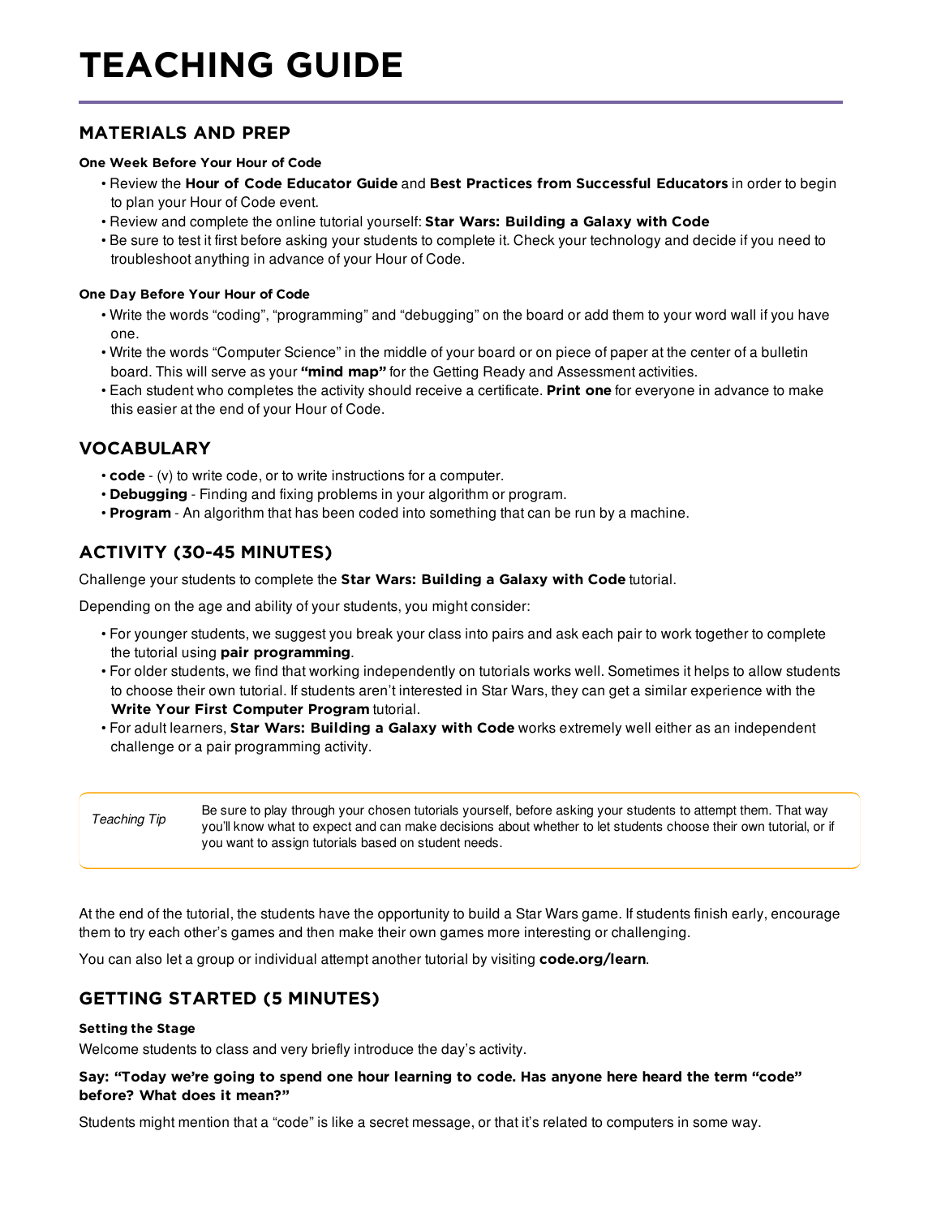# TEACHING GUIDE

## MATERIALS AND PREP

#### One Week Before Your Hour of Code

- Review the **Hour of Code Educator Guide** and **Best Practices from Successful Educators** in order to begin to plan your Hour of Code event.
- Review and complete the online tutorial yourself: **Star Wars: Building a Galaxy with Code**
- Be sure to test it first before asking your students to complete it. Check your technology and decide if you need to troubleshoot anything in advance of your Hour of Code.

#### One Day Before Your Hour of Code

- Write the words “coding”, “programming” and “debugging” on the board or add them to your word wall if you have one.
- Write the words “Computer Science” in the middle of your board or on piece of paper at the center of a bulletin board. This will serve as your **“mind map”** for the Getting Ready and Assessment activities.
- Each student who completes the activity should receive a certificate. **Print one** for everyone in advance to make this easier at the end of your Hour of Code.

## VOCABULARY

- **code** - (v) to write code, or to write instructions for a computer.
- **Debugging** - Finding and fixing problems in your algorithm or program.
- **Program** - An algorithm that has been coded into something that can be run by a machine.

## ACTIVITY (30-45 MINUTES)

Challenge your students to complete the **Star Wars: Building a Galaxy with Code** tutorial.

Depending on the age and ability of your students, you might consider:

- For younger students, we suggest you break your class into pairs and ask each pair to work together to complete the tutorial using **pair programming**.
- For older students, we find that working independently on tutorials works well. Sometimes it helps to allow students to choose their own tutorial. If students aren’t interested in Star Wars, they can get a similar experience with the **Write Your First Computer Program** tutorial.
- For adult learners, **Star Wars: Building a Galaxy with Code** works extremely well either as an independent challenge or a pair programming activity.

| *Teaching Tip* | Be sure to play through your chosen tutorials yourself, before asking your students to attempt them. That way you’ll know what to expect and can make decisions about whether to let students choose their own tutorial, or if you want to assign tutorials based on student needs. |
| --- | --- |

At the end of the tutorial, the students have the opportunity to build a Star Wars game. If students finish early, encourage them to try each other’s games and then make their own games more interesting or challenging.

You can also let a group or individual attempt another tutorial by visiting **code.org/learn**.

## GETTING STARTED (5 MINUTES)

#### Setting the Stage

Welcome students to class and very briefly introduce the day’s activity.

**Say: “Today we’re going to spend one hour learning to code. Has anyone here heard the term “code” before? What does it mean?”**

Students might mention that a “code” is like a secret message, or that it’s related to computers in some way.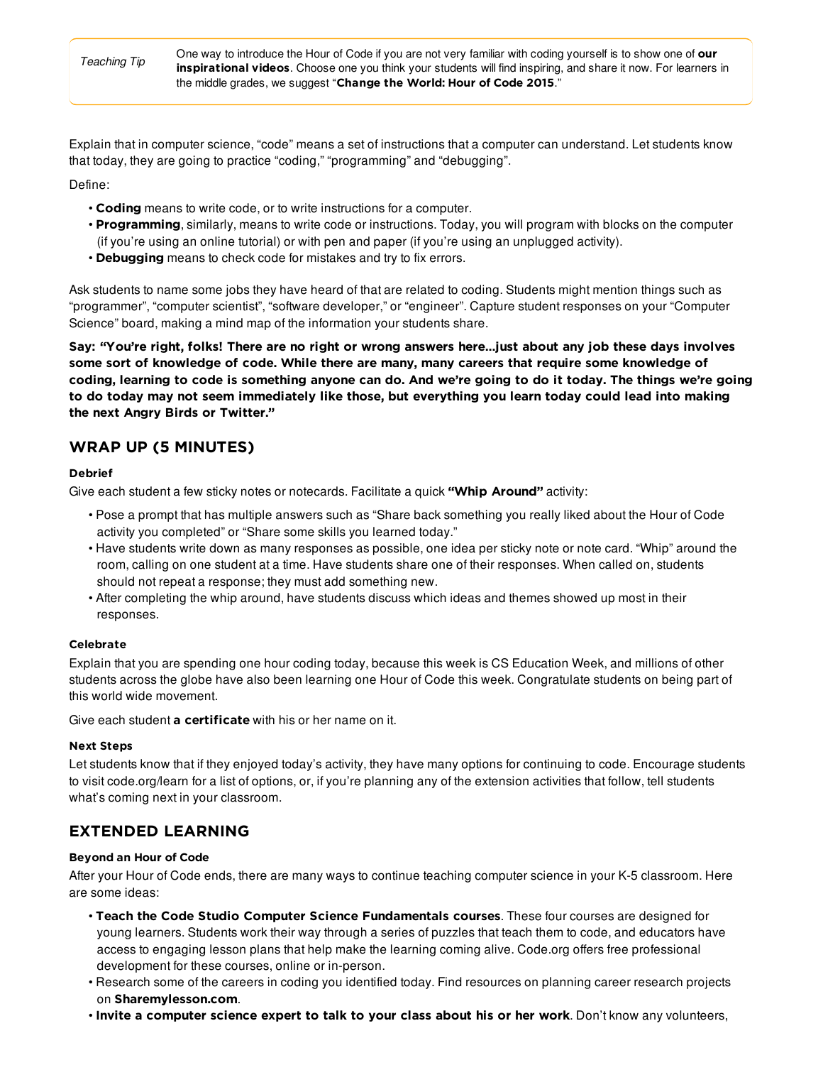| Teaching Tip | One way to introduce the Hour of Code if you are not very familiar with coding yourself is to show one of **our inspirational videos**. Choose one you think your students will find inspiring, and share it now. For learners in the middle grades, we suggest "**Change the World: Hour of Code 2015**." |
|---|---|

Explain that in computer science, "code" means a set of instructions that a computer can understand. Let students know that today, they are going to practice "coding," "programming" and "debugging".

Define:

- **Coding** means to write code, or to write instructions for a computer.
- **Programming**, similarly, means to write code or instructions. Today, you will program with blocks on the computer (if you're using an online tutorial) or with pen and paper (if you're using an unplugged activity).
- **Debugging** means to check code for mistakes and try to fix errors.

Ask students to name some jobs they have heard of that are related to coding. Students might mention things such as "programmer", "computer scientist", "software developer," or "engineer". Capture student responses on your "Computer Science" board, making a mind map of the information your students share.

**Say: "You're right, folks! There are no right or wrong answers here...just about any job these days involves some sort of knowledge of code. While there are many, many careers that require some knowledge of coding, learning to code is something anyone can do. And we're going to do it today. The things we're going to do today may not seem immediately like those, but everything you learn today could lead into making the next Angry Birds or Twitter."**

## WRAP UP (5 MINUTES)

#### Debrief

Give each student a few sticky notes or notecards. Facilitate a quick **"Whip Around"** activity:

- Pose a prompt that has multiple answers such as "Share back something you really liked about the Hour of Code activity you completed" or "Share some skills you learned today."
- Have students write down as many responses as possible, one idea per sticky note or note card. "Whip" around the room, calling on one student at a time. Have students share one of their responses. When called on, students should not repeat a response; they must add something new.
- After completing the whip around, have students discuss which ideas and themes showed up most in their responses.

#### Celebrate

Explain that you are spending one hour coding today, because this week is CS Education Week, and millions of other students across the globe have also been learning one Hour of Code this week. Congratulate students on being part of this world wide movement.

Give each student **a certificate** with his or her name on it.

#### Next Steps

Let students know that if they enjoyed today's activity, they have many options for continuing to code. Encourage students to visit code.org/learn for a list of options, or, if you're planning any of the extension activities that follow, tell students what's coming next in your classroom.

## EXTENDED LEARNING

#### Beyond an Hour of Code

After your Hour of Code ends, there are many ways to continue teaching computer science in your K-5 classroom. Here are some ideas:

- **Teach the Code Studio Computer Science Fundamentals courses**. These four courses are designed for young learners. Students work their way through a series of puzzles that teach them to code, and educators have access to engaging lesson plans that help make the learning coming alive. Code.org offers free professional development for these courses, online or in-person.
- Research some of the careers in coding you identified today. Find resources on planning career research projects on **Sharemylesson.com**.
- **Invite a computer science expert to talk to your class about his or her work**. Don't know any volunteers,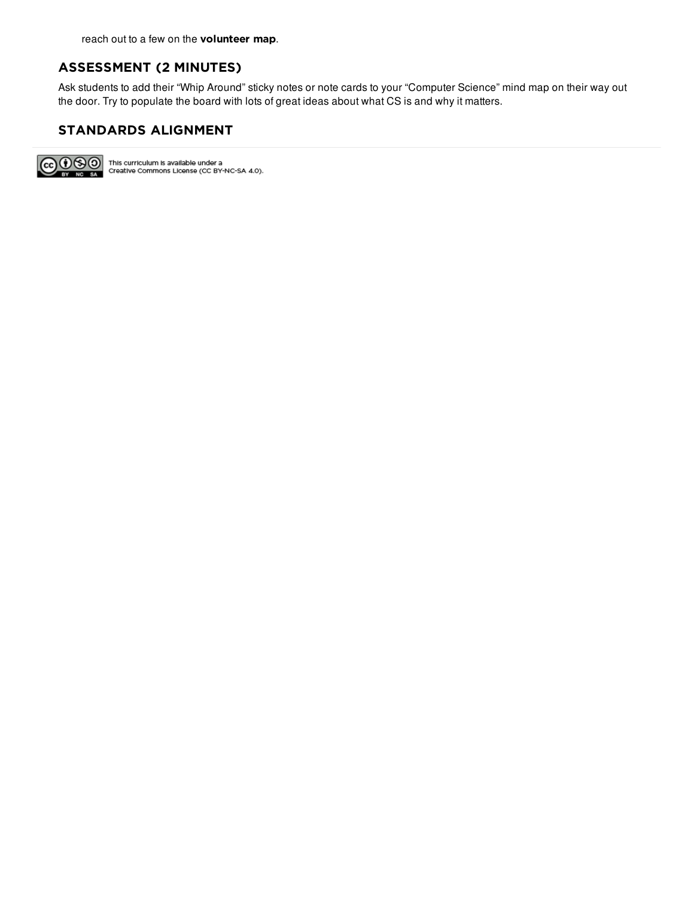reach out to a few on the **volunteer map**.

## ASSESSMENT (2 MINUTES)

Ask students to add their "Whip Around" sticky notes or note cards to your "Computer Science" mind map on their way out the door. Try to populate the board with lots of great ideas about what CS is and why it matters.

## STANDARDS ALIGNMENT

This curriculum is available under a Creative Commons License (CC BY-NC-SA 4.0).